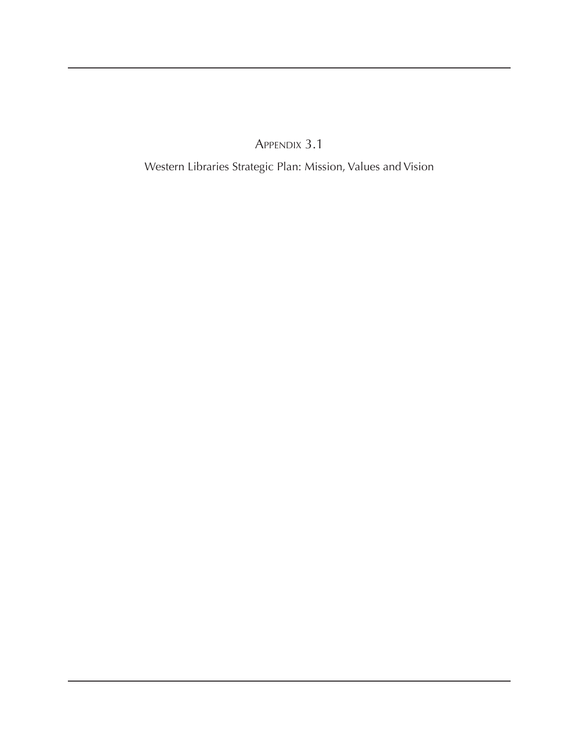# Appendix 3.1

Western Libraries Strategic Plan: Mission, Values and Vision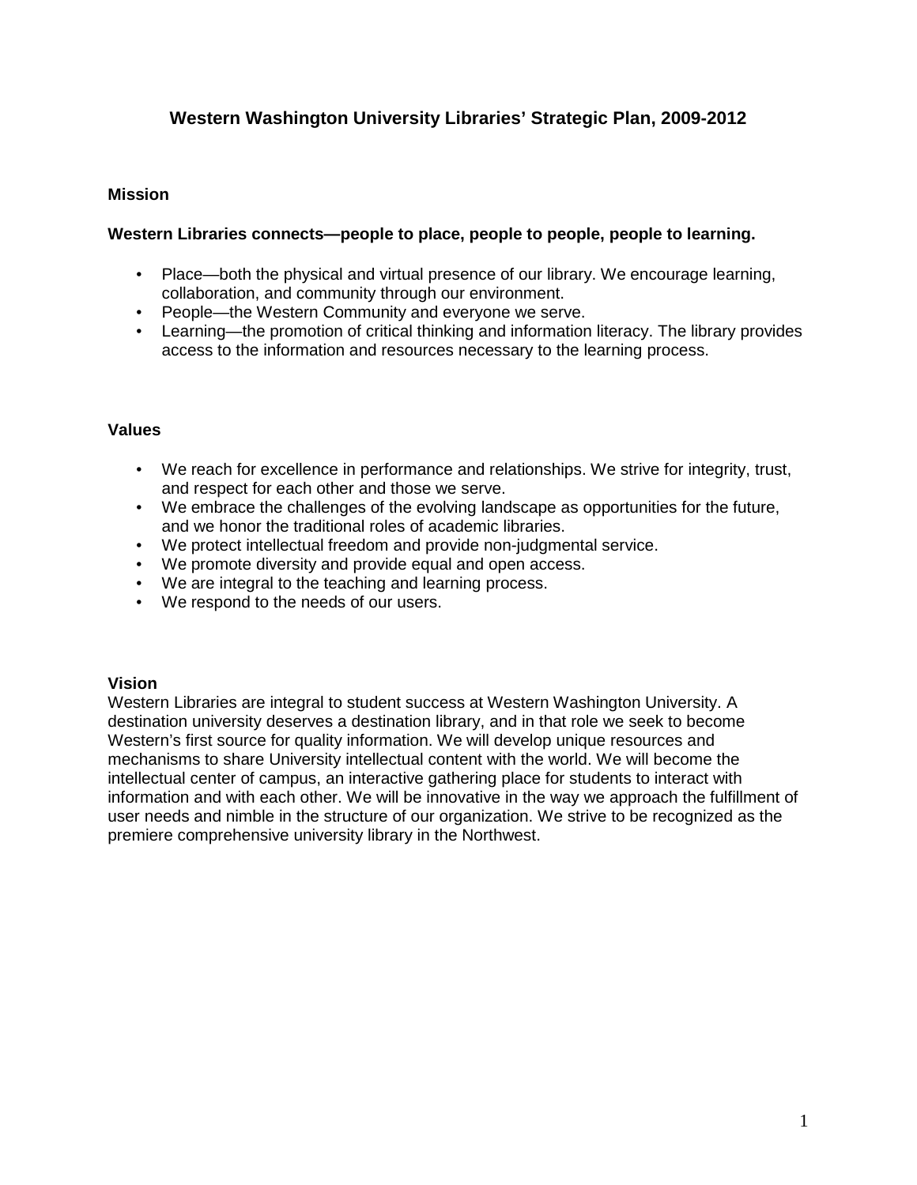# Western Washington University Libraries' Strategic Plan, 2009-2012

## Mission

**Western Libraries connects—people to place, people to people, people to learning.**

- Place—both the physical and virtual presence of our library. We encourage learning, collaboration, and community through our environment.
- People—the Western Community and everyone we serve.
- Learning—the promotion of critical thinking and information literacy. The library provides access to the information and resources necessary to the learning process.

## Values

- We reach for excellence in performance and relationships. We strive for integrity, trust, and respect for each other and those we serve.
- We embrace the challenges of the evolving landscape as opportunities for the future, and we honor the traditional roles of academic libraries.
- We protect intellectual freedom and provide non-judgmental service.
- We promote diversity and provide equal and open access.
- We are integral to the teaching and learning process.
- We respond to the needs of our users.

## Vision

Western Libraries are integral to student success at Western Washington University. A destination university deserves a destination library, and in that role we seek to become Western's first source for quality information. We will develop unique resources and mechanisms to share University intellectual content with the world. We will become the intellectual center of campus, an interactive gathering place for students to interact with information and with each other. We will be innovative in the way we approach the fulfillment of user needs and nimble in the structure of our organization. We strive to be recognized as the premiere comprehensive university library in the Northwest.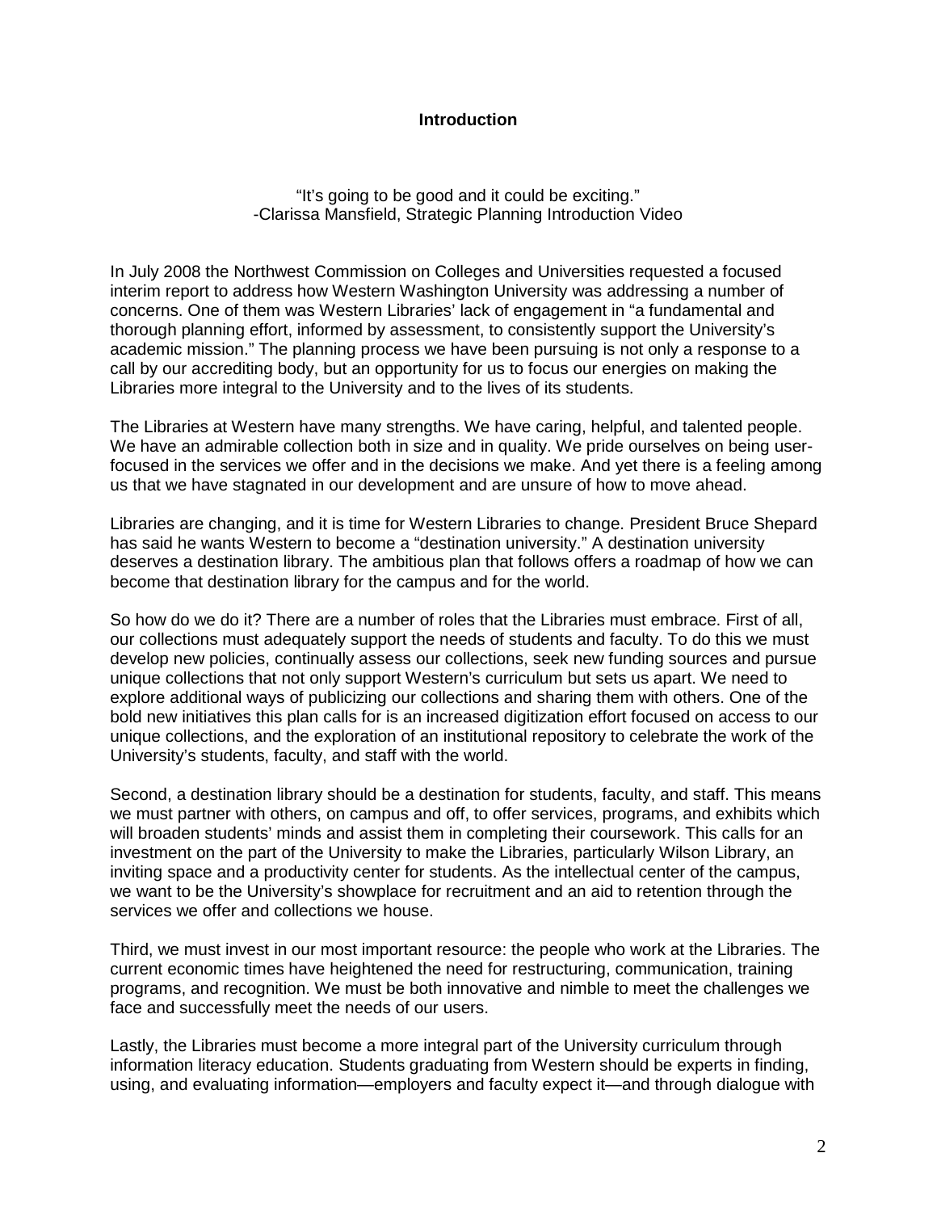## Introduction

"It's going to be good and it could be exciting."
-Clarissa Mansfield, Strategic Planning Introduction Video

In July 2008 the Northwest Commission on Colleges and Universities requested a focused interim report to address how Western Washington University was addressing a number of concerns. One of them was Western Libraries' lack of engagement in "a fundamental and thorough planning effort, informed by assessment, to consistently support the University's academic mission." The planning process we have been pursuing is not only a response to a call by our accrediting body, but an opportunity for us to focus our energies on making the Libraries more integral to the University and to the lives of its students.

The Libraries at Western have many strengths. We have caring, helpful, and talented people. We have an admirable collection both in size and in quality. We pride ourselves on being user-focused in the services we offer and in the decisions we make. And yet there is a feeling among us that we have stagnated in our development and are unsure of how to move ahead.

Libraries are changing, and it is time for Western Libraries to change. President Bruce Shepard has said he wants Western to become a "destination university." A destination university deserves a destination library. The ambitious plan that follows offers a roadmap of how we can become that destination library for the campus and for the world.

So how do we do it? There are a number of roles that the Libraries must embrace. First of all, our collections must adequately support the needs of students and faculty. To do this we must develop new policies, continually assess our collections, seek new funding sources and pursue unique collections that not only support Western's curriculum but sets us apart. We need to explore additional ways of publicizing our collections and sharing them with others. One of the bold new initiatives this plan calls for is an increased digitization effort focused on access to our unique collections, and the exploration of an institutional repository to celebrate the work of the University's students, faculty, and staff with the world.

Second, a destination library should be a destination for students, faculty, and staff. This means we must partner with others, on campus and off, to offer services, programs, and exhibits which will broaden students' minds and assist them in completing their coursework. This calls for an investment on the part of the University to make the Libraries, particularly Wilson Library, an inviting space and a productivity center for students. As the intellectual center of the campus, we want to be the University's showplace for recruitment and an aid to retention through the services we offer and collections we house.

Third, we must invest in our most important resource: the people who work at the Libraries. The current economic times have heightened the need for restructuring, communication, training programs, and recognition. We must be both innovative and nimble to meet the challenges we face and successfully meet the needs of our users.

Lastly, the Libraries must become a more integral part of the University curriculum through information literacy education. Students graduating from Western should be experts in finding, using, and evaluating information—employers and faculty expect it—and through dialogue with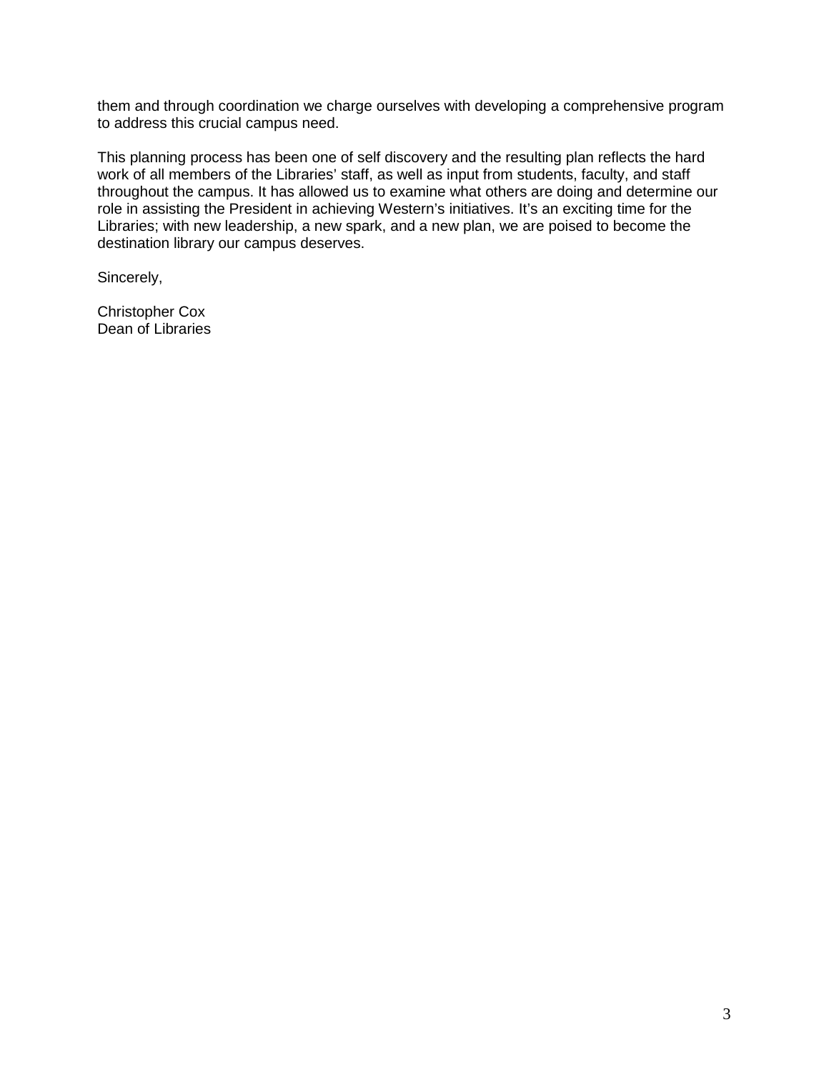them and through coordination we charge ourselves with developing a comprehensive program to address this crucial campus need.

This planning process has been one of self discovery and the resulting plan reflects the hard work of all members of the Libraries' staff, as well as input from students, faculty, and staff throughout the campus. It has allowed us to examine what others are doing and determine our role in assisting the President in achieving Western's initiatives. It's an exciting time for the Libraries; with new leadership, a new spark, and a new plan, we are poised to become the destination library our campus deserves.

Sincerely,

Christopher Cox
Dean of Libraries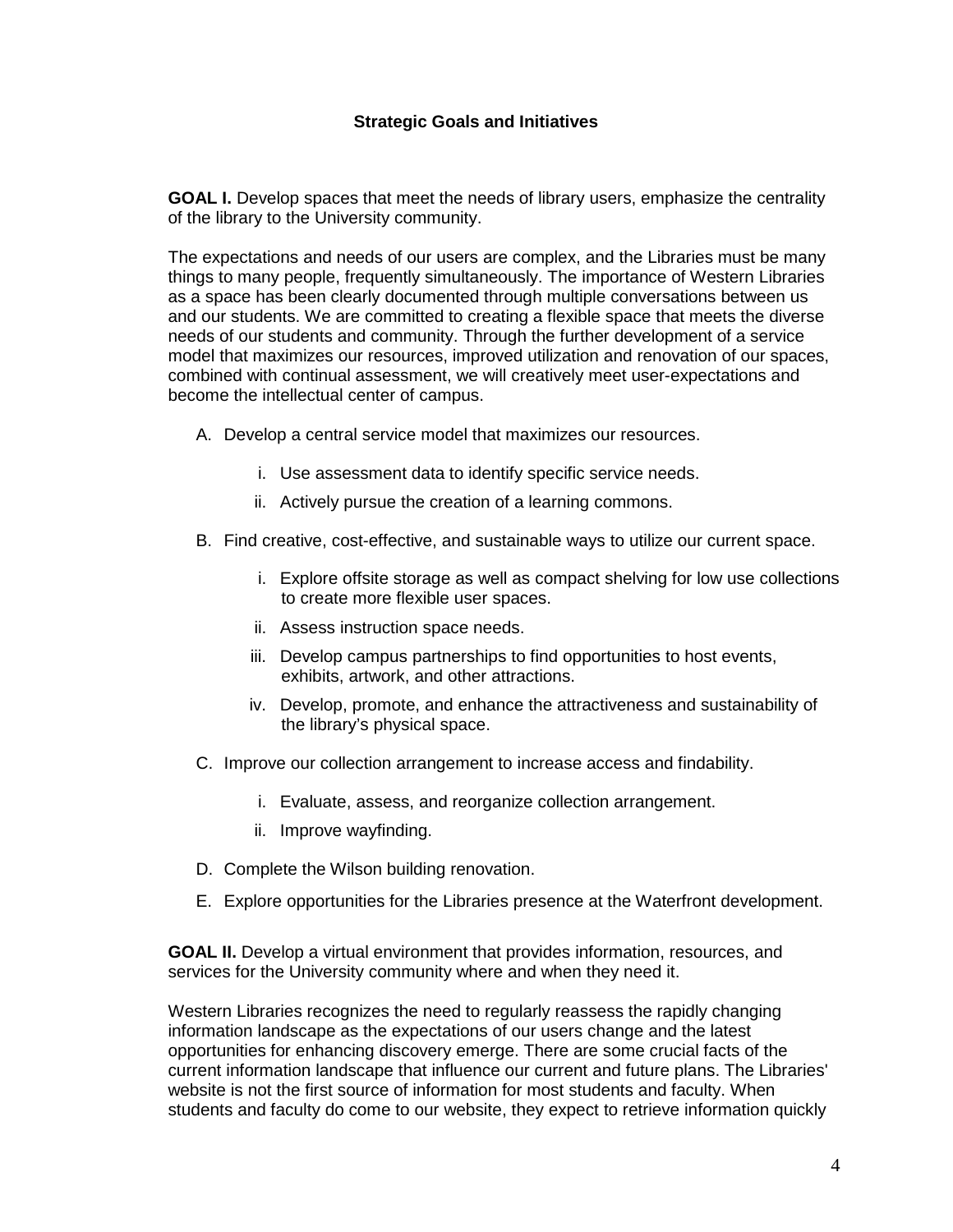## Strategic Goals and Initiatives

**GOAL I.** Develop spaces that meet the needs of library users, emphasize the centrality of the library to the University community.

The expectations and needs of our users are complex, and the Libraries must be many things to many people, frequently simultaneously. The importance of Western Libraries as a space has been clearly documented through multiple conversations between us and our students. We are committed to creating a flexible space that meets the diverse needs of our students and community. Through the further development of a service model that maximizes our resources, improved utilization and renovation of our spaces, combined with continual assessment, we will creatively meet user-expectations and become the intellectual center of campus.

A. Develop a central service model that maximizes our resources.

    i. Use assessment data to identify specific service needs.

    ii. Actively pursue the creation of a learning commons.

B. Find creative, cost-effective, and sustainable ways to utilize our current space.

    i. Explore offsite storage as well as compact shelving for low use collections to create more flexible user spaces.

    ii. Assess instruction space needs.

    iii. Develop campus partnerships to find opportunities to host events, exhibits, artwork, and other attractions.

    iv. Develop, promote, and enhance the attractiveness and sustainability of the library's physical space.

C. Improve our collection arrangement to increase access and findability.

    i. Evaluate, assess, and reorganize collection arrangement.

    ii. Improve wayfinding.

D. Complete the Wilson building renovation.

E. Explore opportunities for the Libraries presence at the Waterfront development.

**GOAL II.** Develop a virtual environment that provides information, resources, and services for the University community where and when they need it.

Western Libraries recognizes the need to regularly reassess the rapidly changing information landscape as the expectations of our users change and the latest opportunities for enhancing discovery emerge. There are some crucial facts of the current information landscape that influence our current and future plans. The Libraries' website is not the first source of information for most students and faculty. When students and faculty do come to our website, they expect to retrieve information quickly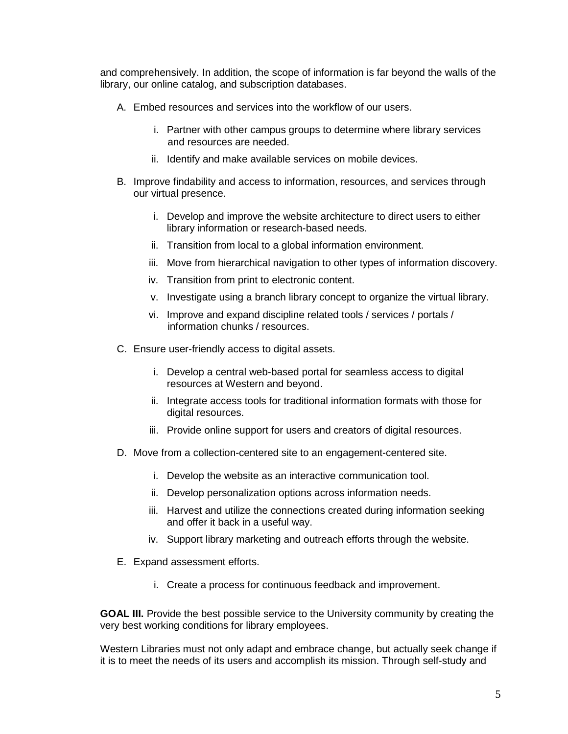and comprehensively. In addition, the scope of information is far beyond the walls of the library, our online catalog, and subscription databases.

A. Embed resources and services into the workflow of our users.

    i. Partner with other campus groups to determine where library services and resources are needed.

    ii. Identify and make available services on mobile devices.

B. Improve findability and access to information, resources, and services through our virtual presence.

    i. Develop and improve the website architecture to direct users to either library information or research-based needs.

    ii. Transition from local to a global information environment.

    iii. Move from hierarchical navigation to other types of information discovery.

    iv. Transition from print to electronic content.

    v. Investigate using a branch library concept to organize the virtual library.

    vi. Improve and expand discipline related tools / services / portals / information chunks / resources.

C. Ensure user-friendly access to digital assets.

    i. Develop a central web-based portal for seamless access to digital resources at Western and beyond.

    ii. Integrate access tools for traditional information formats with those for digital resources.

    iii. Provide online support for users and creators of digital resources.

D. Move from a collection-centered site to an engagement-centered site.

    i. Develop the website as an interactive communication tool.

    ii. Develop personalization options across information needs.

    iii. Harvest and utilize the connections created during information seeking and offer it back in a useful way.

    iv. Support library marketing and outreach efforts through the website.

E. Expand assessment efforts.

    i. Create a process for continuous feedback and improvement.

**GOAL III.** Provide the best possible service to the University community by creating the very best working conditions for library employees.

Western Libraries must not only adapt and embrace change, but actually seek change if it is to meet the needs of its users and accomplish its mission. Through self-study and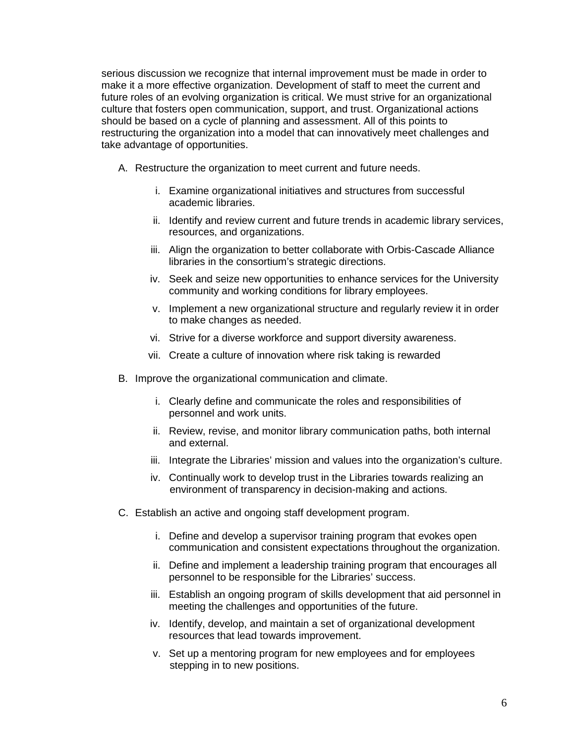serious discussion we recognize that internal improvement must be made in order to make it a more effective organization. Development of staff to meet the current and future roles of an evolving organization is critical. We must strive for an organizational culture that fosters open communication, support, and trust. Organizational actions should be based on a cycle of planning and assessment. All of this points to restructuring the organization into a model that can innovatively meet challenges and take advantage of opportunities.

A. Restructure the organization to meet current and future needs.

   i. Examine organizational initiatives and structures from successful academic libraries.
   ii. Identify and review current and future trends in academic library services, resources, and organizations.
   iii. Align the organization to better collaborate with Orbis-Cascade Alliance libraries in the consortium's strategic directions.
   iv. Seek and seize new opportunities to enhance services for the University community and working conditions for library employees.
   v. Implement a new organizational structure and regularly review it in order to make changes as needed.
   vi. Strive for a diverse workforce and support diversity awareness.
   vii. Create a culture of innovation where risk taking is rewarded

B. Improve the organizational communication and climate.

   i. Clearly define and communicate the roles and responsibilities of personnel and work units.
   ii. Review, revise, and monitor library communication paths, both internal and external.
   iii. Integrate the Libraries' mission and values into the organization's culture.
   iv. Continually work to develop trust in the Libraries towards realizing an environment of transparency in decision-making and actions.

C. Establish an active and ongoing staff development program.

   i. Define and develop a supervisor training program that evokes open communication and consistent expectations throughout the organization.
   ii. Define and implement a leadership training program that encourages all personnel to be responsible for the Libraries' success.
   iii. Establish an ongoing program of skills development that aid personnel in meeting the challenges and opportunities of the future.
   iv. Identify, develop, and maintain a set of organizational development resources that lead towards improvement.
   v. Set up a mentoring program for new employees and for employees stepping in to new positions.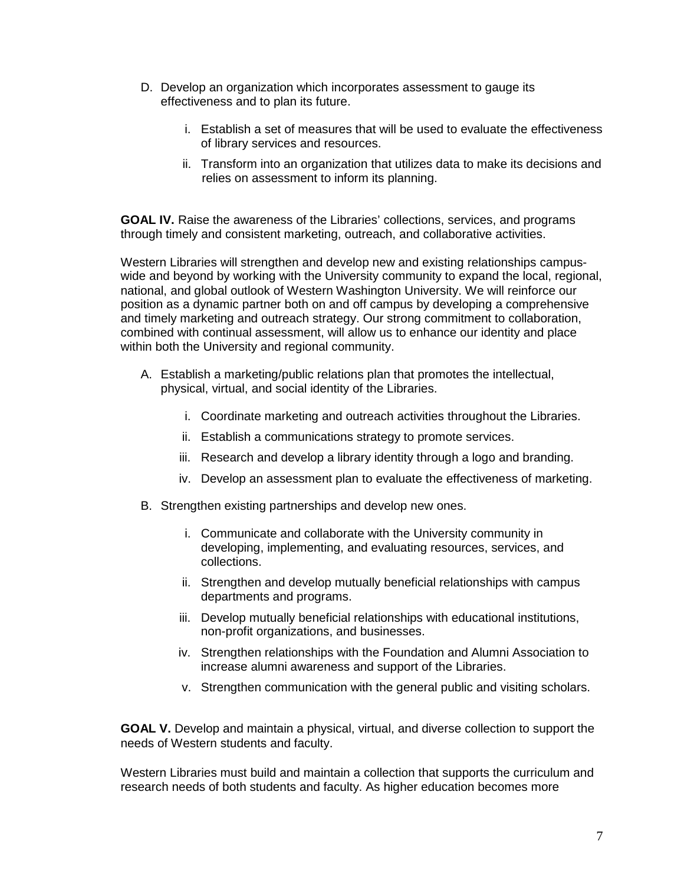D. Develop an organization which incorporates assessment to gauge its effectiveness and to plan its future.

   i. Establish a set of measures that will be used to evaluate the effectiveness of library services and resources.

   ii. Transform into an organization that utilizes data to make its decisions and relies on assessment to inform its planning.

**GOAL IV.** Raise the awareness of the Libraries' collections, services, and programs through timely and consistent marketing, outreach, and collaborative activities.

Western Libraries will strengthen and develop new and existing relationships campus-wide and beyond by working with the University community to expand the local, regional, national, and global outlook of Western Washington University. We will reinforce our position as a dynamic partner both on and off campus by developing a comprehensive and timely marketing and outreach strategy. Our strong commitment to collaboration, combined with continual assessment, will allow us to enhance our identity and place within both the University and regional community.

A. Establish a marketing/public relations plan that promotes the intellectual, physical, virtual, and social identity of the Libraries.

   i. Coordinate marketing and outreach activities throughout the Libraries.

   ii. Establish a communications strategy to promote services.

   iii. Research and develop a library identity through a logo and branding.

   iv. Develop an assessment plan to evaluate the effectiveness of marketing.

B. Strengthen existing partnerships and develop new ones.

   i. Communicate and collaborate with the University community in developing, implementing, and evaluating resources, services, and collections.

   ii. Strengthen and develop mutually beneficial relationships with campus departments and programs.

   iii. Develop mutually beneficial relationships with educational institutions, non-profit organizations, and businesses.

   iv. Strengthen relationships with the Foundation and Alumni Association to increase alumni awareness and support of the Libraries.

   v. Strengthen communication with the general public and visiting scholars.

**GOAL V.** Develop and maintain a physical, virtual, and diverse collection to support the needs of Western students and faculty.

Western Libraries must build and maintain a collection that supports the curriculum and research needs of both students and faculty. As higher education becomes more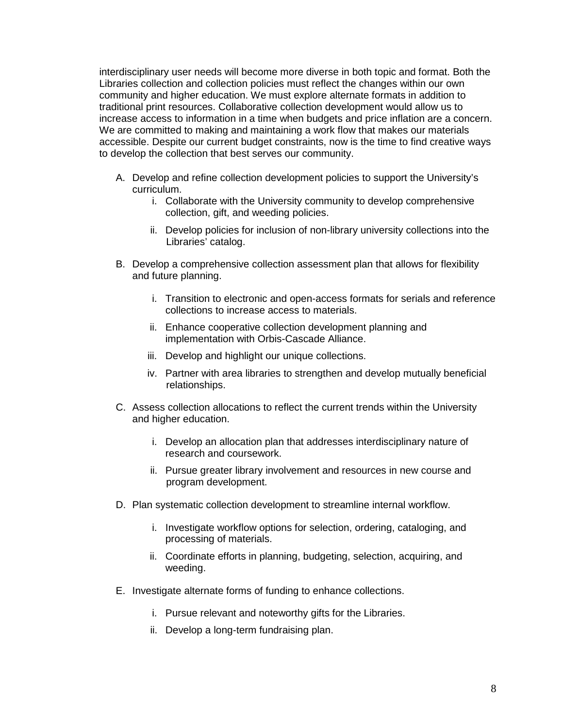interdisciplinary user needs will become more diverse in both topic and format. Both the Libraries collection and collection policies must reflect the changes within our own community and higher education. We must explore alternate formats in addition to traditional print resources. Collaborative collection development would allow us to increase access to information in a time when budgets and price inflation are a concern. We are committed to making and maintaining a work flow that makes our materials accessible. Despite our current budget constraints, now is the time to find creative ways to develop the collection that best serves our community.

A. Develop and refine collection development policies to support the University's curriculum.
   i. Collaborate with the University community to develop comprehensive collection, gift, and weeding policies.
   ii. Develop policies for inclusion of non-library university collections into the Libraries' catalog.

B. Develop a comprehensive collection assessment plan that allows for flexibility and future planning.
   i. Transition to electronic and open-access formats for serials and reference collections to increase access to materials.
   ii. Enhance cooperative collection development planning and implementation with Orbis-Cascade Alliance.
   iii. Develop and highlight our unique collections.
   iv. Partner with area libraries to strengthen and develop mutually beneficial relationships.

C. Assess collection allocations to reflect the current trends within the University and higher education.
   i. Develop an allocation plan that addresses interdisciplinary nature of research and coursework.
   ii. Pursue greater library involvement and resources in new course and program development.

D. Plan systematic collection development to streamline internal workflow.
   i. Investigate workflow options for selection, ordering, cataloging, and processing of materials.
   ii. Coordinate efforts in planning, budgeting, selection, acquiring, and weeding.

E. Investigate alternate forms of funding to enhance collections.
   i. Pursue relevant and noteworthy gifts for the Libraries.
   ii. Develop a long-term fundraising plan.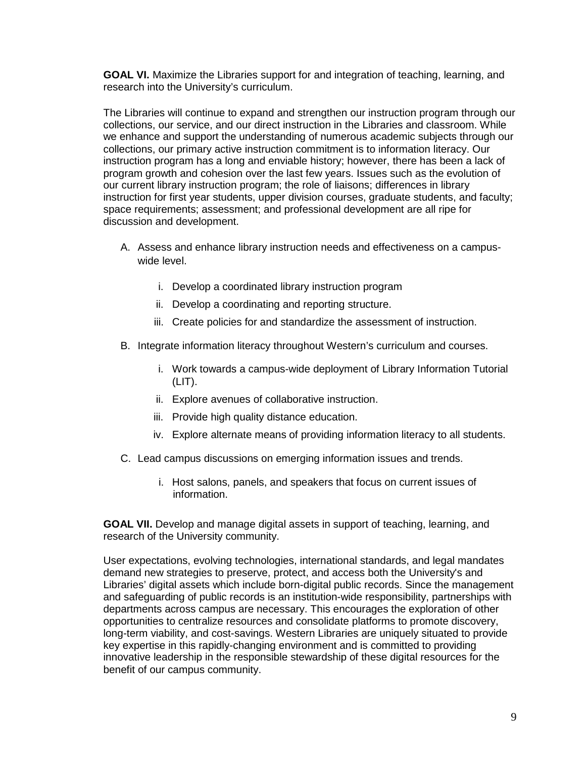**GOAL VI.** Maximize the Libraries support for and integration of teaching, learning, and research into the University's curriculum.

The Libraries will continue to expand and strengthen our instruction program through our collections, our service, and our direct instruction in the Libraries and classroom. While we enhance and support the understanding of numerous academic subjects through our collections, our primary active instruction commitment is to information literacy. Our instruction program has a long and enviable history; however, there has been a lack of program growth and cohesion over the last few years. Issues such as the evolution of our current library instruction program; the role of liaisons; differences in library instruction for first year students, upper division courses, graduate students, and faculty; space requirements; assessment; and professional development are all ripe for discussion and development.

A. Assess and enhance library instruction needs and effectiveness on a campus-wide level.
   i. Develop a coordinated library instruction program
   ii. Develop a coordinating and reporting structure.
   iii. Create policies for and standardize the assessment of instruction.

B. Integrate information literacy throughout Western's curriculum and courses.
   i. Work towards a campus-wide deployment of Library Information Tutorial (LIT).
   ii. Explore avenues of collaborative instruction.
   iii. Provide high quality distance education.
   iv. Explore alternate means of providing information literacy to all students.

C. Lead campus discussions on emerging information issues and trends.
   i. Host salons, panels, and speakers that focus on current issues of information.

**GOAL VII.** Develop and manage digital assets in support of teaching, learning, and research of the University community.

User expectations, evolving technologies, international standards, and legal mandates demand new strategies to preserve, protect, and access both the University's and Libraries' digital assets which include born-digital public records. Since the management and safeguarding of public records is an institution-wide responsibility, partnerships with departments across campus are necessary. This encourages the exploration of other opportunities to centralize resources and consolidate platforms to promote discovery, long-term viability, and cost-savings. Western Libraries are uniquely situated to provide key expertise in this rapidly-changing environment and is committed to providing innovative leadership in the responsible stewardship of these digital resources for the benefit of our campus community.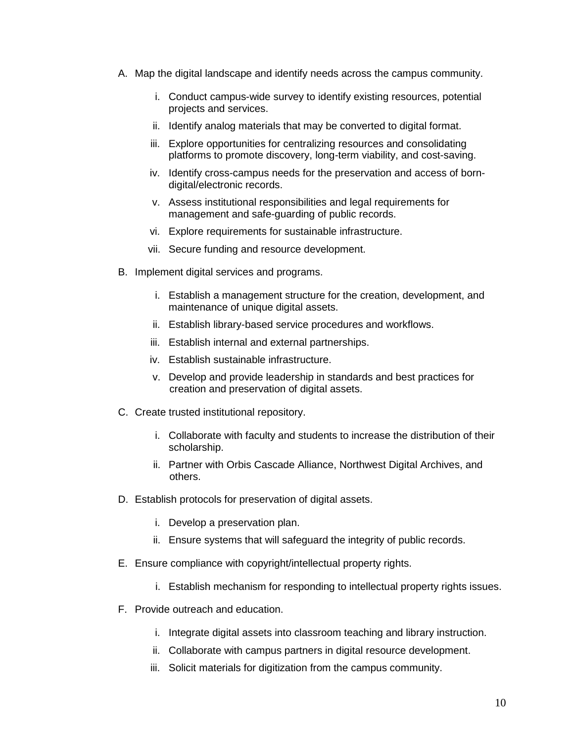A. Map the digital landscape and identify needs across the campus community.

    i. Conduct campus-wide survey to identify existing resources, potential projects and services.

    ii. Identify analog materials that may be converted to digital format.

    iii. Explore opportunities for centralizing resources and consolidating platforms to promote discovery, long-term viability, and cost-saving.

    iv. Identify cross-campus needs for the preservation and access of born-digital/electronic records.

    v. Assess institutional responsibilities and legal requirements for management and safe-guarding of public records.

    vi. Explore requirements for sustainable infrastructure.

    vii. Secure funding and resource development.

B. Implement digital services and programs.

    i. Establish a management structure for the creation, development, and maintenance of unique digital assets.

    ii. Establish library-based service procedures and workflows.

    iii. Establish internal and external partnerships.

    iv. Establish sustainable infrastructure.

    v. Develop and provide leadership in standards and best practices for creation and preservation of digital assets.

C. Create trusted institutional repository.

    i. Collaborate with faculty and students to increase the distribution of their scholarship.

    ii. Partner with Orbis Cascade Alliance, Northwest Digital Archives, and others.

D. Establish protocols for preservation of digital assets.

    i. Develop a preservation plan.

    ii. Ensure systems that will safeguard the integrity of public records.

E. Ensure compliance with copyright/intellectual property rights.

    i. Establish mechanism for responding to intellectual property rights issues.

F. Provide outreach and education.

    i. Integrate digital assets into classroom teaching and library instruction.

    ii. Collaborate with campus partners in digital resource development.

    iii. Solicit materials for digitization from the campus community.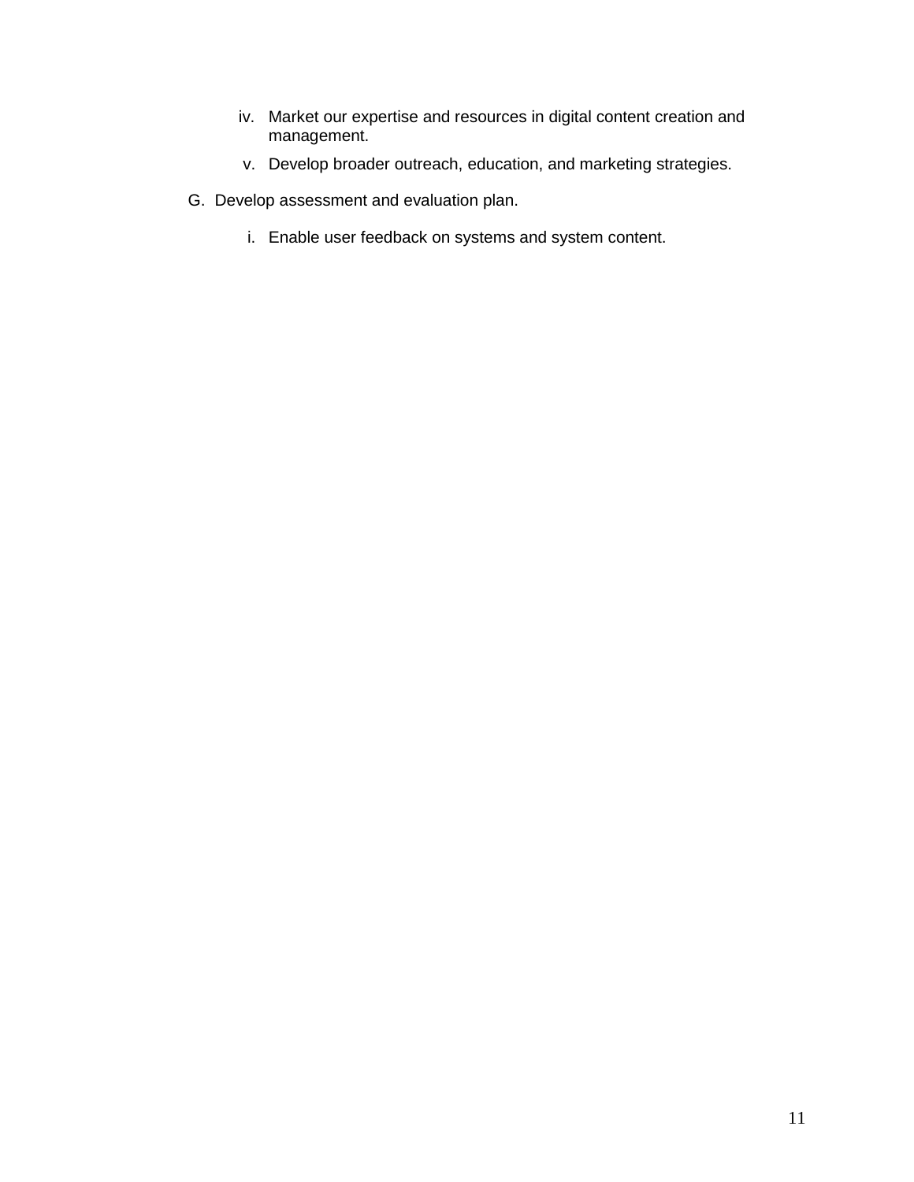iv. Market our expertise and resources in digital content creation and management.

v. Develop broader outreach, education, and marketing strategies.

G. Develop assessment and evaluation plan.

i. Enable user feedback on systems and system content.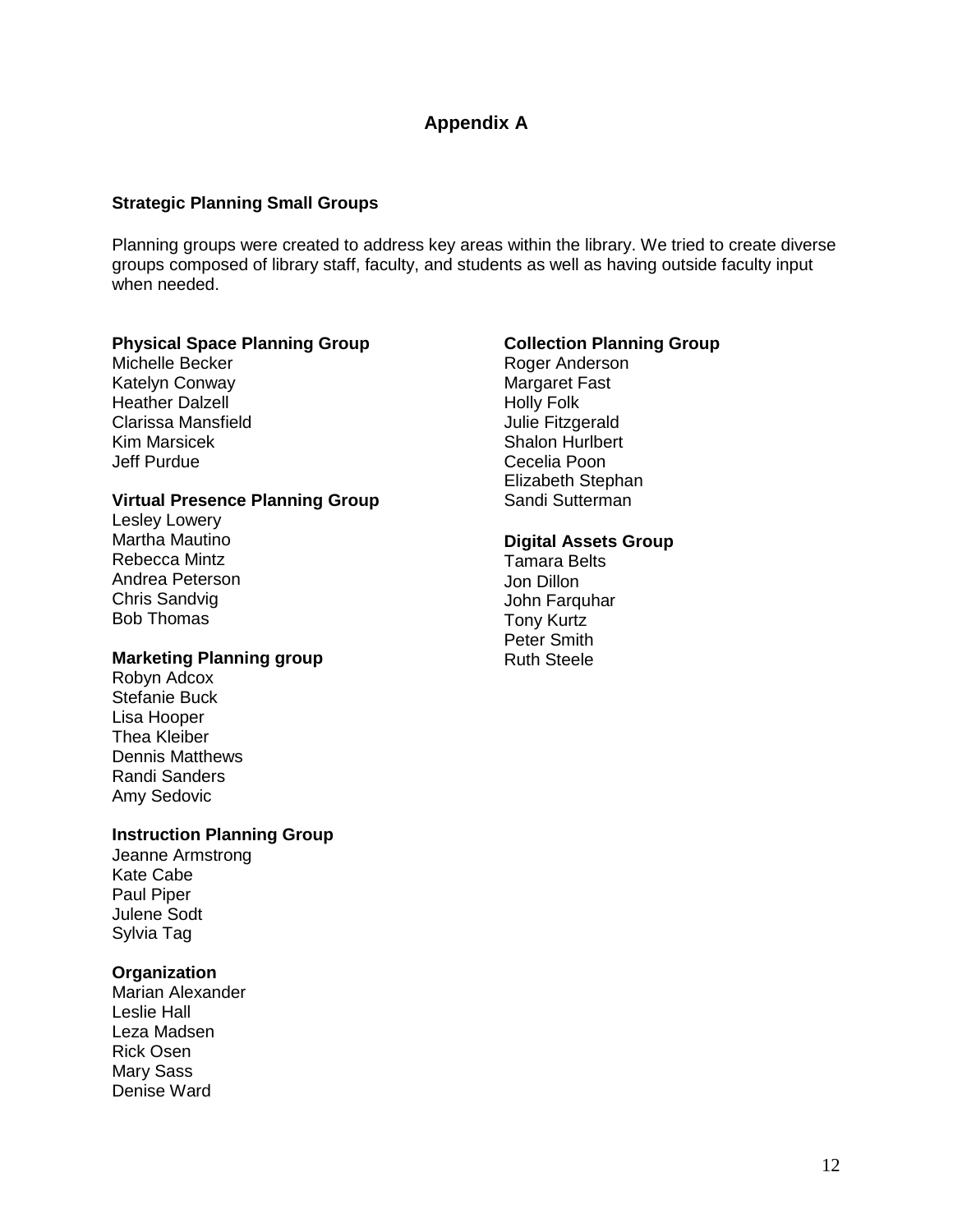# Appendix A

### Strategic Planning Small Groups

Planning groups were created to address key areas within the library. We tried to create diverse groups composed of library staff, faculty, and students as well as having outside faculty input when needed.

**Physical Space Planning Group**
Michelle Becker
Katelyn Conway
Heather Dalzell
Clarissa Mansfield
Kim Marsicek
Jeff Purdue

**Virtual Presence Planning Group**
Lesley Lowery
Martha Mautino
Rebecca Mintz
Andrea Peterson
Chris Sandvig
Bob Thomas

**Marketing Planning group**
Robyn Adcox
Stefanie Buck
Lisa Hooper
Thea Kleiber
Dennis Matthews
Randi Sanders
Amy Sedovic

**Instruction Planning Group**
Jeanne Armstrong
Kate Cabe
Paul Piper
Julene Sodt
Sylvia Tag

**Organization**
Marian Alexander
Leslie Hall
Leza Madsen
Rick Osen
Mary Sass
Denise Ward

**Collection Planning Group**
Roger Anderson
Margaret Fast
Holly Folk
Julie Fitzgerald
Shalon Hurlbert
Cecelia Poon
Elizabeth Stephan
Sandi Sutterman

**Digital Assets Group**
Tamara Belts
Jon Dillon
John Farquhar
Tony Kurtz
Peter Smith
Ruth Steele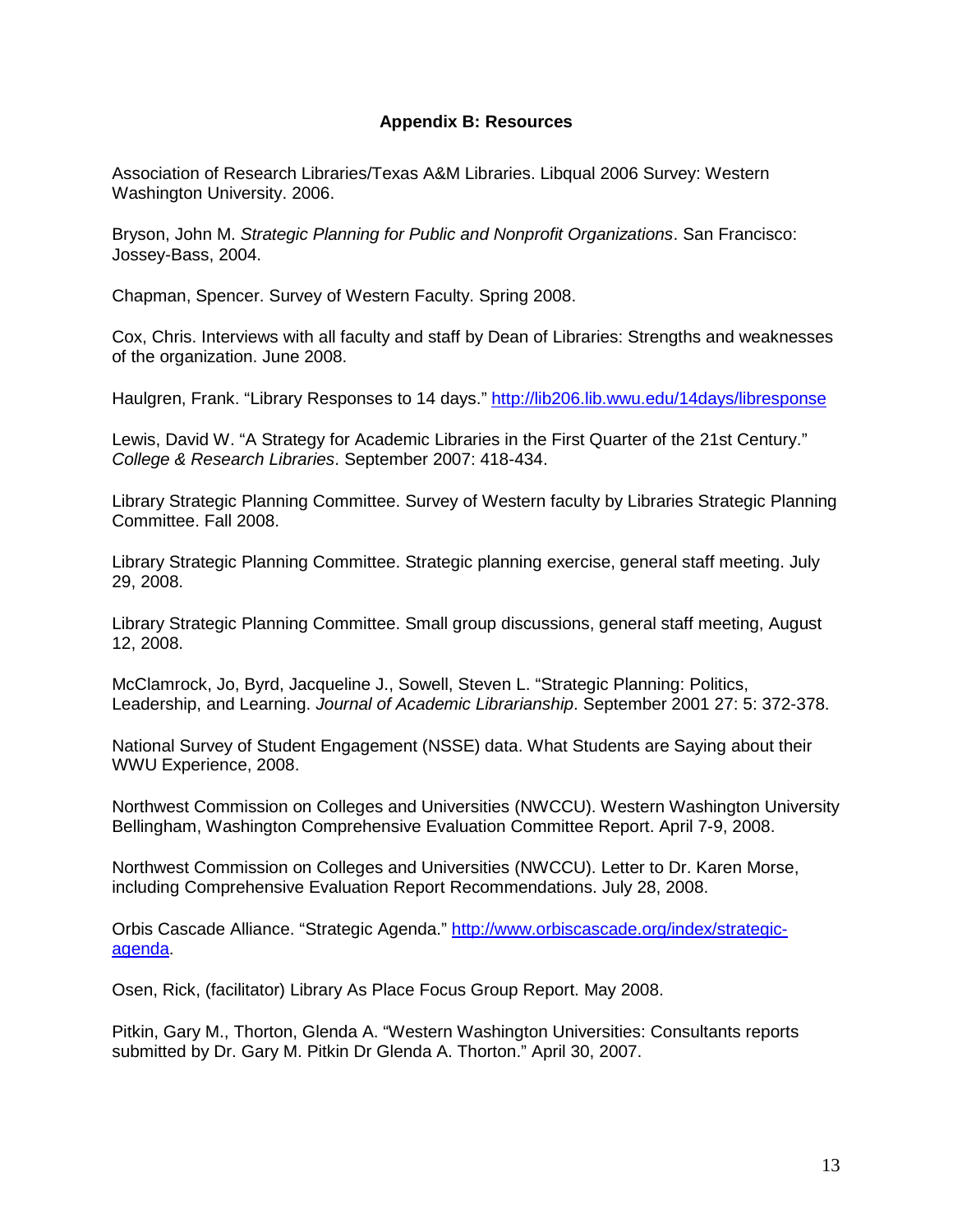## Appendix B: Resources

Association of Research Libraries/Texas A&M Libraries. Libqual 2006 Survey: Western Washington University. 2006.

Bryson, John M. *Strategic Planning for Public and Nonprofit Organizations*. San Francisco: Jossey-Bass, 2004.

Chapman, Spencer. Survey of Western Faculty. Spring 2008.

Cox, Chris. Interviews with all faculty and staff by Dean of Libraries: Strengths and weaknesses of the organization. June 2008.

Haulgren, Frank. "Library Responses to 14 days." [http://lib206.lib.wwu.edu/14days/libresponse](http://lib206.lib.wwu.edu/14days/libresponse)

Lewis, David W. "A Strategy for Academic Libraries in the First Quarter of the 21st Century." *College & Research Libraries*. September 2007: 418-434.

Library Strategic Planning Committee. Survey of Western faculty by Libraries Strategic Planning Committee. Fall 2008.

Library Strategic Planning Committee. Strategic planning exercise, general staff meeting. July 29, 2008.

Library Strategic Planning Committee. Small group discussions, general staff meeting, August 12, 2008.

McClamrock, Jo, Byrd, Jacqueline J., Sowell, Steven L. "Strategic Planning: Politics, Leadership, and Learning. *Journal of Academic Librarianship*. September 2001 27: 5: 372-378.

National Survey of Student Engagement (NSSE) data. What Students are Saying about their WWU Experience, 2008.

Northwest Commission on Colleges and Universities (NWCCU). Western Washington University Bellingham, Washington Comprehensive Evaluation Committee Report. April 7-9, 2008.

Northwest Commission on Colleges and Universities (NWCCU). Letter to Dr. Karen Morse, including Comprehensive Evaluation Report Recommendations. July 28, 2008.

Orbis Cascade Alliance. "Strategic Agenda." [http://www.orbiscascade.org/index/strategic-agenda](http://www.orbiscascade.org/index/strategic-agenda).

Osen, Rick, (facilitator) Library As Place Focus Group Report. May 2008.

Pitkin, Gary M., Thorton, Glenda A. "Western Washington Universities: Consultants reports submitted by Dr. Gary M. Pitkin Dr Glenda A. Thorton." April 30, 2007.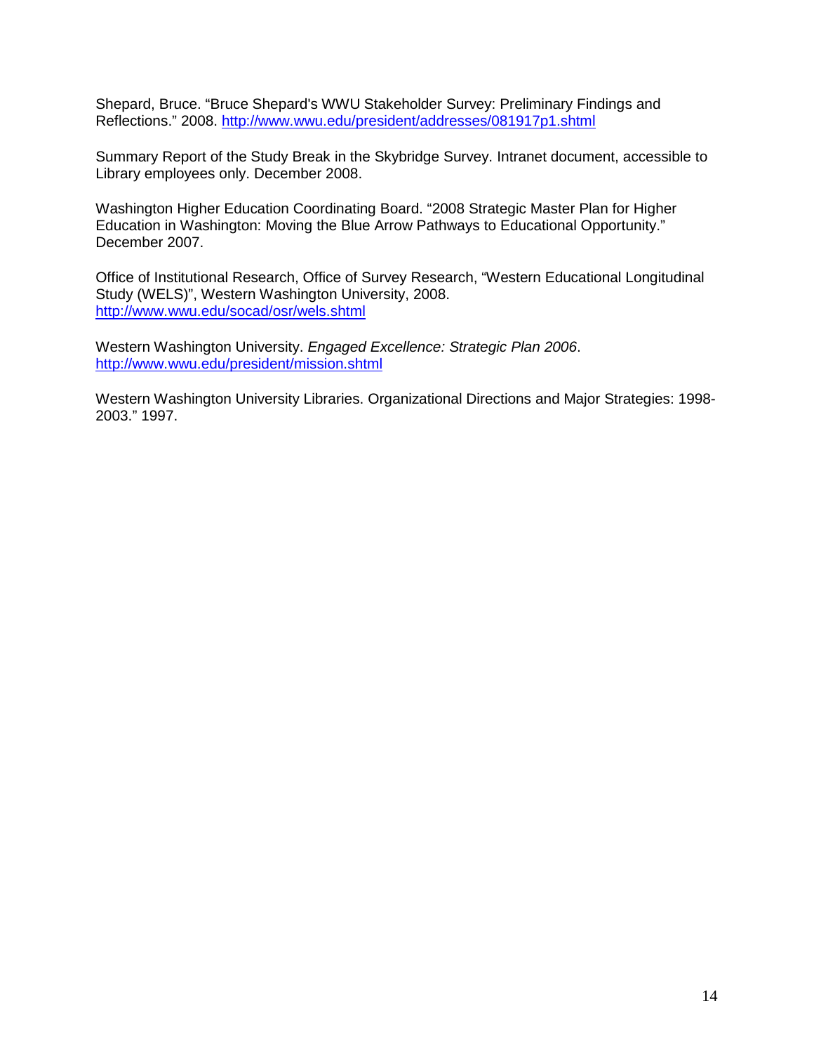Shepard, Bruce. “Bruce Shepard's WWU Stakeholder Survey: Preliminary Findings and Reflections.” 2008. http://www.wwu.edu/president/addresses/081917p1.shtml

Summary Report of the Study Break in the Skybridge Survey. Intranet document, accessible to Library employees only. December 2008.

Washington Higher Education Coordinating Board. “2008 Strategic Master Plan for Higher Education in Washington: Moving the Blue Arrow Pathways to Educational Opportunity.” December 2007.

Office of Institutional Research, Office of Survey Research, “Western Educational Longitudinal Study (WELS)”, Western Washington University, 2008. http://www.wwu.edu/socad/osr/wels.shtml

Western Washington University. *Engaged Excellence: Strategic Plan 2006*. http://www.wwu.edu/president/mission.shtml

Western Washington University Libraries. Organizational Directions and Major Strategies: 1998-2003.” 1997.